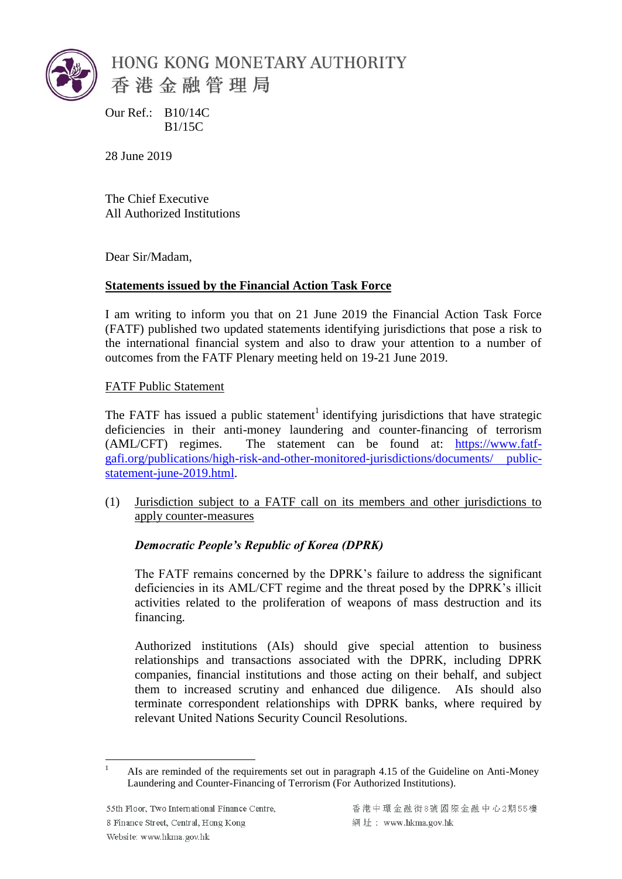HONG KONG MONETARY AUTHORITY
香港金融管理局

Our Ref.: B10/14C
B1/15C

28 June 2019

The Chief Executive
All Authorized Institutions

Dear Sir/Madam,

**Statements issued by the Financial Action Task Force**

I am writing to inform you that on 21 June 2019 the Financial Action Task Force (FATF) published two updated statements identifying jurisdictions that pose a risk to the international financial system and also to draw your attention to a number of outcomes from the FATF Plenary meeting held on 19-21 June 2019.

FATF Public Statement

The FATF has issued a public statement[1] identifying jurisdictions that have strategic deficiencies in their anti-money laundering and counter-financing of terrorism (AML/CFT) regimes. The statement can be found at: https://www.fatf-gafi.org/publications/high-risk-and-other-monitored-jurisdictions/documents/public-statement-june-2019.html.

(1) Jurisdiction subject to a FATF call on its members and other jurisdictions to apply counter-measures

***Democratic People's Republic of Korea (DPRK)***

The FATF remains concerned by the DPRK's failure to address the significant deficiencies in its AML/CFT regime and the threat posed by the DPRK's illicit activities related to the proliferation of weapons of mass destruction and its financing.

Authorized institutions (AIs) should give special attention to business relationships and transactions associated with the DPRK, including DPRK companies, financial institutions and those acting on their behalf, and subject them to increased scrutiny and enhanced due diligence. AIs should also terminate correspondent relationships with DPRK banks, where required by relevant United Nations Security Council Resolutions.

[1] AIs are reminded of the requirements set out in paragraph 4.15 of the Guideline on Anti-Money Laundering and Counter-Financing of Terrorism (For Authorized Institutions).

55th Floor, Two International Finance Centre,
8 Finance Street, Central, Hong Kong
Website: www.hkma.gov.hk

香港中環金融街8號國際金融中心2期55樓
網址：www.hkma.gov.hk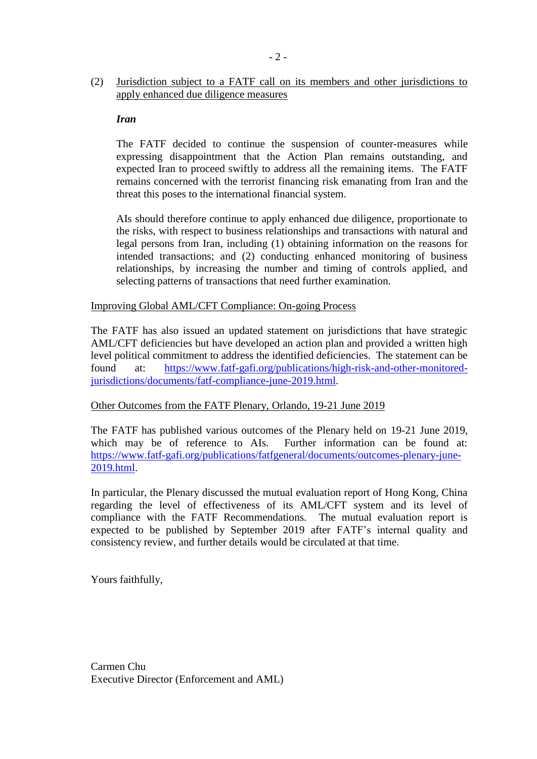(2) <u>Jurisdiction subject to a FATF call on its members and other jurisdictions to apply enhanced due diligence measures</u>

***Iran***

The FATF decided to continue the suspension of counter-measures while expressing disappointment that the Action Plan remains outstanding, and expected Iran to proceed swiftly to address all the remaining items. The FATF remains concerned with the terrorist financing risk emanating from Iran and the threat this poses to the international financial system.

AIs should therefore continue to apply enhanced due diligence, proportionate to the risks, with respect to business relationships and transactions with natural and legal persons from Iran, including (1) obtaining information on the reasons for intended transactions; and (2) conducting enhanced monitoring of business relationships, by increasing the number and timing of controls applied, and selecting patterns of transactions that need further examination.

<u>Improving Global AML/CFT Compliance: On-going Process</u>

The FATF has also issued an updated statement on jurisdictions that have strategic AML/CFT deficiencies but have developed an action plan and provided a written high level political commitment to address the identified deficiencies. The statement can be found at: https://www.fatf-gafi.org/publications/high-risk-and-other-monitored-jurisdictions/documents/fatf-compliance-june-2019.html.

<u>Other Outcomes from the FATF Plenary, Orlando, 19-21 June 2019</u>

The FATF has published various outcomes of the Plenary held on 19-21 June 2019, which may be of reference to AIs. Further information can be found at: https://www.fatf-gafi.org/publications/fatfgeneral/documents/outcomes-plenary-june-2019.html.

In particular, the Plenary discussed the mutual evaluation report of Hong Kong, China regarding the level of effectiveness of its AML/CFT system and its level of compliance with the FATF Recommendations. The mutual evaluation report is expected to be published by September 2019 after FATF's internal quality and consistency review, and further details would be circulated at that time.

Yours faithfully,

Carmen Chu
Executive Director (Enforcement and AML)